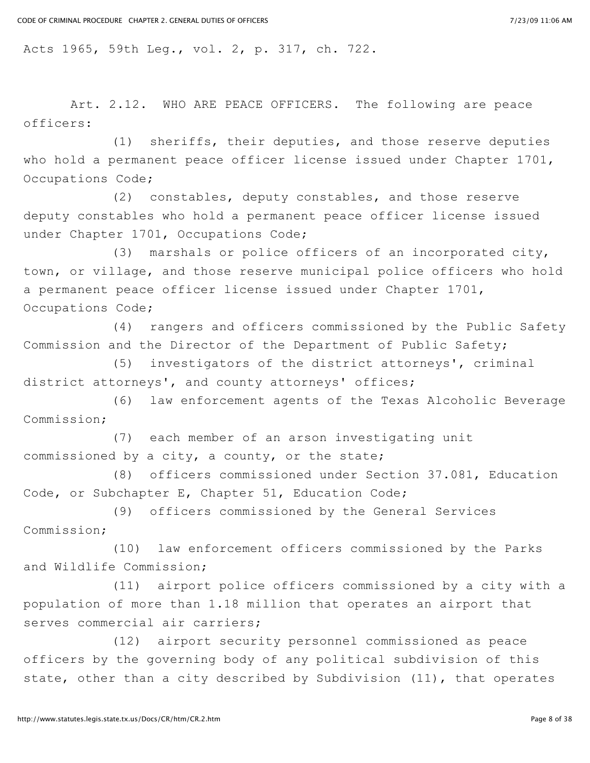Acts 1965, 59th Leg., vol. 2, p. 317, ch. 722.

Art. 2.12. WHO ARE PEACE OFFICERS. The following are peace officers:

(1) sheriffs, their deputies, and those reserve deputies who hold a permanent peace officer license issued under Chapter 1701, Occupations Code;

(2) constables, deputy constables, and those reserve deputy constables who hold a permanent peace officer license issued under Chapter 1701, Occupations Code;

(3) marshals or police officers of an incorporated city, town, or village, and those reserve municipal police officers who hold a permanent peace officer license issued under Chapter 1701, Occupations Code;

(4) rangers and officers commissioned by the Public Safety Commission and the Director of the Department of Public Safety;

(5) investigators of the district attorneys', criminal district attorneys', and county attorneys' offices;

(6) law enforcement agents of the Texas Alcoholic Beverage Commission;

(7) each member of an arson investigating unit commissioned by a city, a county, or the state;

(8) officers commissioned under Section 37.081, Education Code, or Subchapter E, Chapter 51, Education Code;

(9) officers commissioned by the General Services Commission;

(10) law enforcement officers commissioned by the Parks and Wildlife Commission;

(11) airport police officers commissioned by a city with a population of more than 1.18 million that operates an airport that serves commercial air carriers;

(12) airport security personnel commissioned as peace officers by the governing body of any political subdivision of this state, other than a city described by Subdivision (11), that operates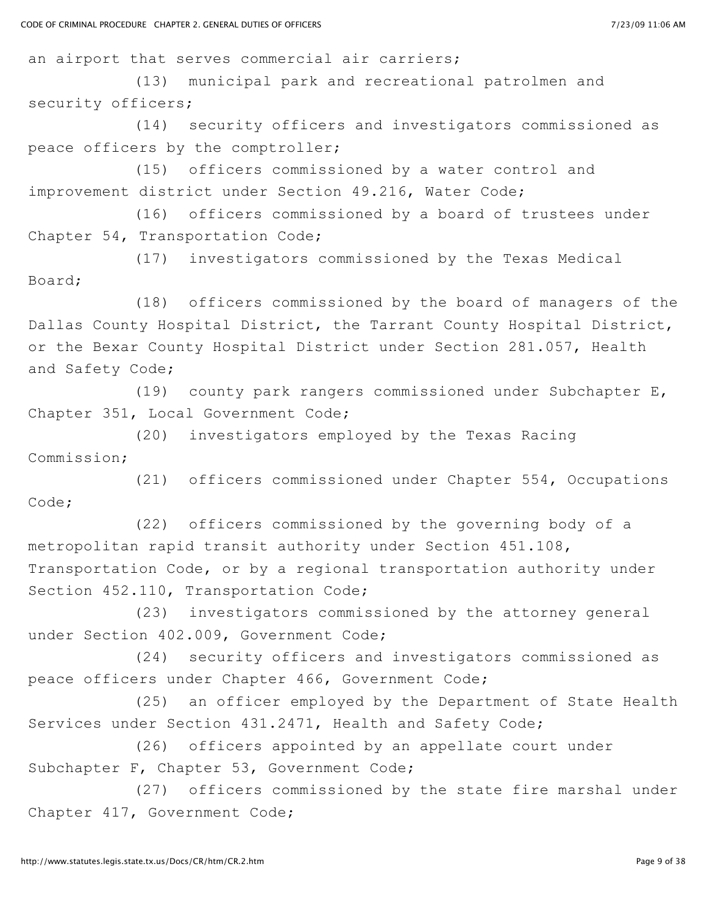an airport that serves commercial air carriers;

(13) municipal park and recreational patrolmen and security officers;

(14) security officers and investigators commissioned as peace officers by the comptroller;

(15) officers commissioned by a water control and improvement district under Section 49.216, Water Code;

(16) officers commissioned by a board of trustees under Chapter 54, Transportation Code;

(17) investigators commissioned by the Texas Medical Board;

(18) officers commissioned by the board of managers of the Dallas County Hospital District, the Tarrant County Hospital District, or the Bexar County Hospital District under Section 281.057, Health and Safety Code;

(19) county park rangers commissioned under Subchapter E, Chapter 351, Local Government Code;

(20) investigators employed by the Texas Racing Commission;

(21) officers commissioned under Chapter 554, Occupations Code;

(22) officers commissioned by the governing body of a metropolitan rapid transit authority under Section 451.108, Transportation Code, or by a regional transportation authority under Section 452.110, Transportation Code;

(23) investigators commissioned by the attorney general under Section 402.009, Government Code;

(24) security officers and investigators commissioned as peace officers under Chapter 466, Government Code;

(25) an officer employed by the Department of State Health Services under Section 431.2471, Health and Safety Code;

(26) officers appointed by an appellate court under Subchapter F, Chapter 53, Government Code;

(27) officers commissioned by the state fire marshal under Chapter 417, Government Code;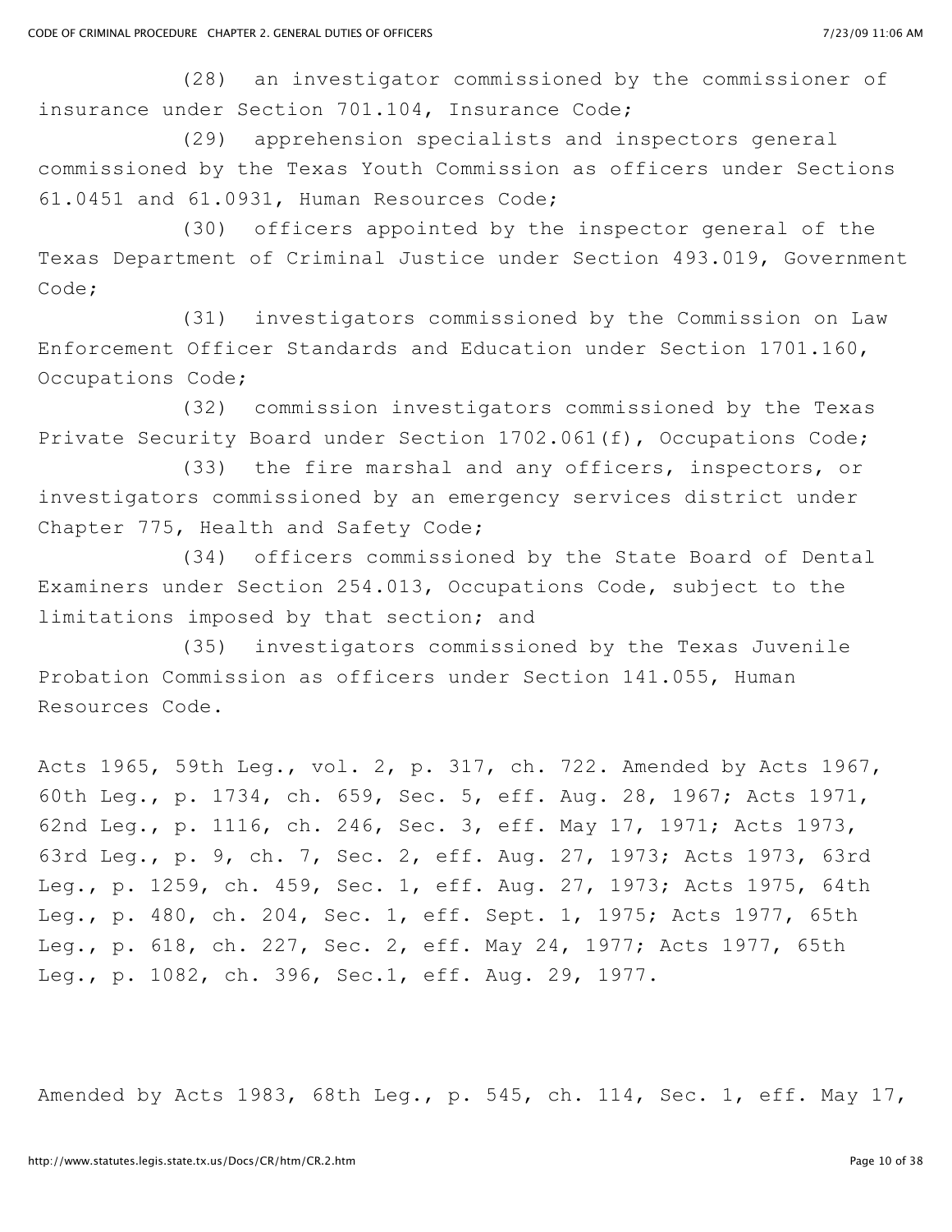(28) an investigator commissioned by the commissioner of insurance under Section 701.104, Insurance Code;

(29) apprehension specialists and inspectors general commissioned by the Texas Youth Commission as officers under Sections 61.0451 and 61.0931, Human Resources Code;

(30) officers appointed by the inspector general of the Texas Department of Criminal Justice under Section 493.019, Government Code;

(31) investigators commissioned by the Commission on Law Enforcement Officer Standards and Education under Section 1701.160, Occupations Code;

(32) commission investigators commissioned by the Texas Private Security Board under Section 1702.061(f), Occupations Code;

(33) the fire marshal and any officers, inspectors, or investigators commissioned by an emergency services district under Chapter 775, Health and Safety Code;

(34) officers commissioned by the State Board of Dental Examiners under Section 254.013, Occupations Code, subject to the limitations imposed by that section; and

(35) investigators commissioned by the Texas Juvenile Probation Commission as officers under Section 141.055, Human Resources Code.

Acts 1965, 59th Leg., vol. 2, p. 317, ch. 722. Amended by Acts 1967, 60th Leg., p. 1734, ch. 659, Sec. 5, eff. Aug. 28, 1967; Acts 1971, 62nd Leg., p. 1116, ch. 246, Sec. 3, eff. May 17, 1971; Acts 1973, 63rd Leg., p. 9, ch. 7, Sec. 2, eff. Aug. 27, 1973; Acts 1973, 63rd Leg., p. 1259, ch. 459, Sec. 1, eff. Aug. 27, 1973; Acts 1975, 64th Leg., p. 480, ch. 204, Sec. 1, eff. Sept. 1, 1975; Acts 1977, 65th Leg., p. 618, ch. 227, Sec. 2, eff. May 24, 1977; Acts 1977, 65th Leg., p. 1082, ch. 396, Sec.1, eff. Aug. 29, 1977.

Amended by Acts 1983, 68th Leg., p. 545, ch. 114, Sec. 1, eff. May 17,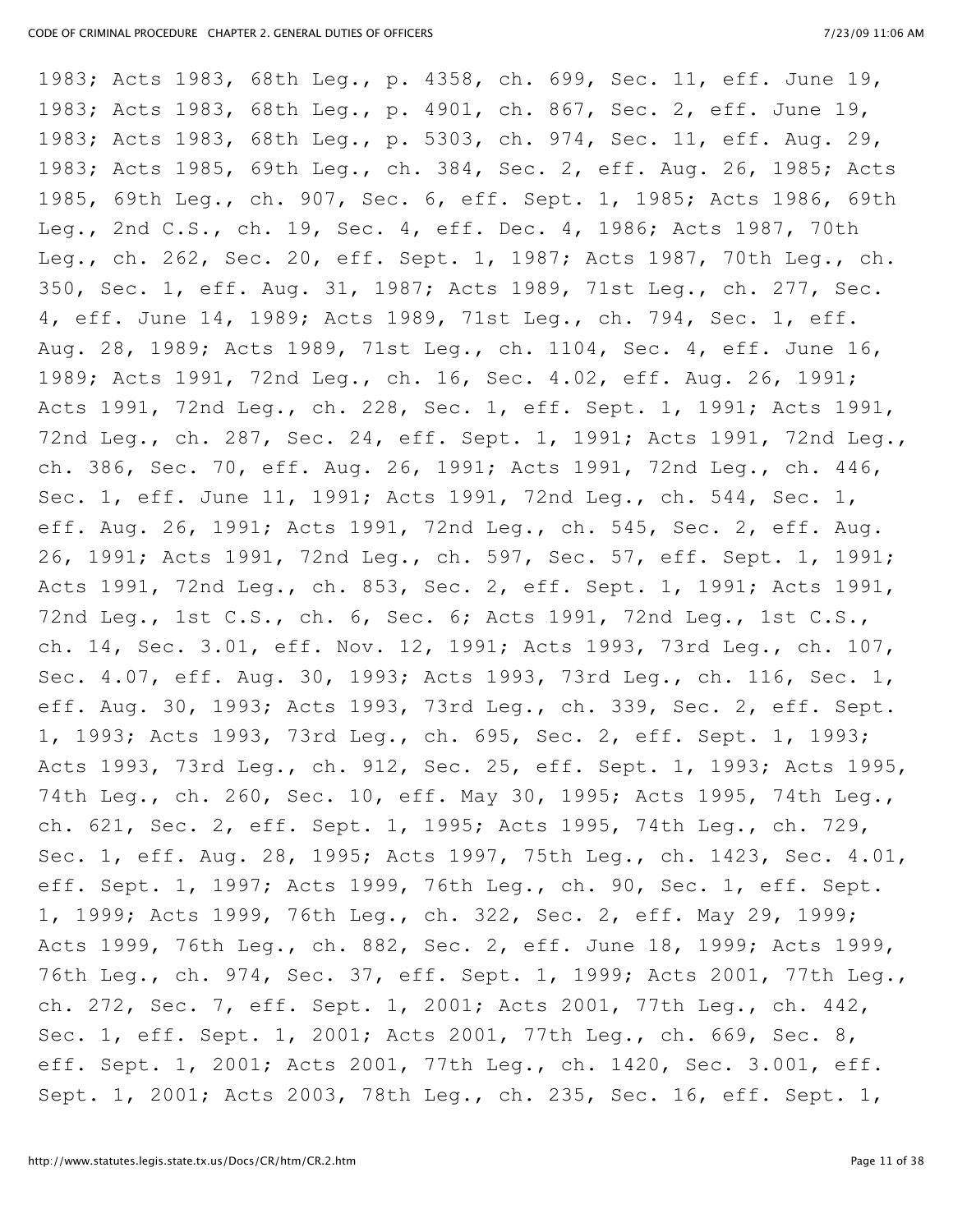1983; Acts 1983, 68th Leg., p. 4358, ch. 699, Sec. 11, eff. June 19, 1983; Acts 1983, 68th Leg., p. 4901, ch. 867, Sec. 2, eff. June 19, 1983; Acts 1983, 68th Leg., p. 5303, ch. 974, Sec. 11, eff. Aug. 29, 1983; Acts 1985, 69th Leg., ch. 384, Sec. 2, eff. Aug. 26, 1985; Acts 1985, 69th Leg., ch. 907, Sec. 6, eff. Sept. 1, 1985; Acts 1986, 69th Leg., 2nd C.S., ch. 19, Sec. 4, eff. Dec. 4, 1986; Acts 1987, 70th Leg., ch. 262, Sec. 20, eff. Sept. 1, 1987; Acts 1987, 70th Leg., ch. 350, Sec. 1, eff. Aug. 31, 1987; Acts 1989, 71st Leg., ch. 277, Sec. 4, eff. June 14, 1989; Acts 1989, 71st Leg., ch. 794, Sec. 1, eff. Aug. 28, 1989; Acts 1989, 71st Leg., ch. 1104, Sec. 4, eff. June 16, 1989; Acts 1991, 72nd Leg., ch. 16, Sec. 4.02, eff. Aug. 26, 1991; Acts 1991, 72nd Leg., ch. 228, Sec. 1, eff. Sept. 1, 1991; Acts 1991, 72nd Leg., ch. 287, Sec. 24, eff. Sept. 1, 1991; Acts 1991, 72nd Leg., ch. 386, Sec. 70, eff. Aug. 26, 1991; Acts 1991, 72nd Leg., ch. 446, Sec. 1, eff. June 11, 1991; Acts 1991, 72nd Leg., ch. 544, Sec. 1, eff. Aug. 26, 1991; Acts 1991, 72nd Leg., ch. 545, Sec. 2, eff. Aug. 26, 1991; Acts 1991, 72nd Leg., ch. 597, Sec. 57, eff. Sept. 1, 1991; Acts 1991, 72nd Leg., ch. 853, Sec. 2, eff. Sept. 1, 1991; Acts 1991, 72nd Leg., 1st C.S., ch. 6, Sec. 6; Acts 1991, 72nd Leg., 1st C.S., ch. 14, Sec. 3.01, eff. Nov. 12, 1991; Acts 1993, 73rd Leg., ch. 107, Sec. 4.07, eff. Aug. 30, 1993; Acts 1993, 73rd Leg., ch. 116, Sec. 1, eff. Aug. 30, 1993; Acts 1993, 73rd Leg., ch. 339, Sec. 2, eff. Sept. 1, 1993; Acts 1993, 73rd Leg., ch. 695, Sec. 2, eff. Sept. 1, 1993; Acts 1993, 73rd Leg., ch. 912, Sec. 25, eff. Sept. 1, 1993; Acts 1995, 74th Leg., ch. 260, Sec. 10, eff. May 30, 1995; Acts 1995, 74th Leg., ch. 621, Sec. 2, eff. Sept. 1, 1995; Acts 1995, 74th Leg., ch. 729, Sec. 1, eff. Aug. 28, 1995; Acts 1997, 75th Leg., ch. 1423, Sec. 4.01, eff. Sept. 1, 1997; Acts 1999, 76th Leg., ch. 90, Sec. 1, eff. Sept. 1, 1999; Acts 1999, 76th Leg., ch. 322, Sec. 2, eff. May 29, 1999; Acts 1999, 76th Leg., ch. 882, Sec. 2, eff. June 18, 1999; Acts 1999, 76th Leg., ch. 974, Sec. 37, eff. Sept. 1, 1999; Acts 2001, 77th Leg., ch. 272, Sec. 7, eff. Sept. 1, 2001; Acts 2001, 77th Leg., ch. 442, Sec. 1, eff. Sept. 1, 2001; Acts 2001, 77th Leg., ch. 669, Sec. 8, eff. Sept. 1, 2001; Acts 2001, 77th Leg., ch. 1420, Sec. 3.001, eff. Sept. 1, 2001; Acts 2003, 78th Leg., ch. 235, Sec. 16, eff. Sept. 1,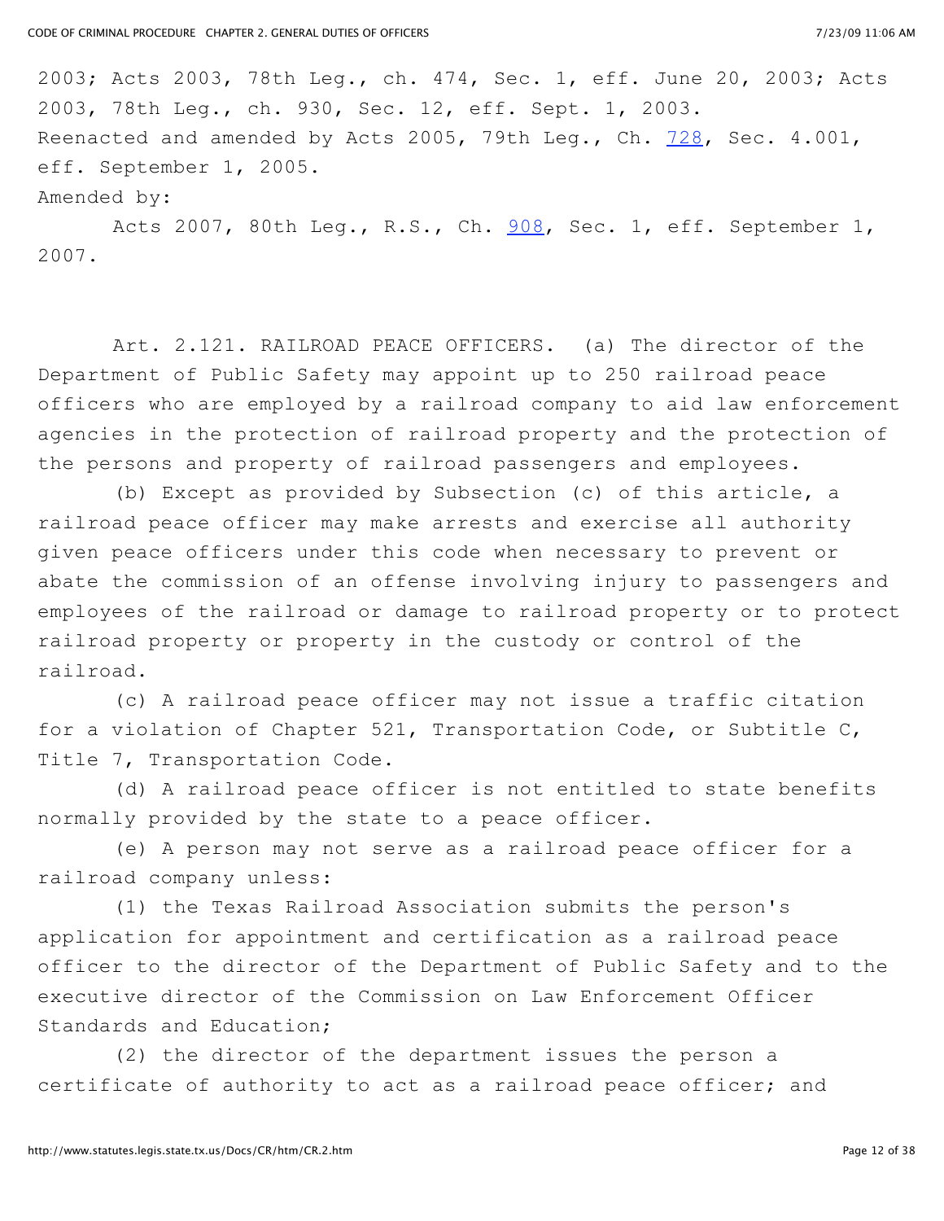2003; Acts 2003, 78th Leg., ch. 474, Sec. 1, eff. June 20, 2003; Acts 2003, 78th Leg., ch. 930, Sec. 12, eff. Sept. 1, 2003.
Reenacted and amended by Acts 2005, 79th Leg., Ch. 728, Sec. 4.001, eff. September 1, 2005.
Amended by:

Acts 2007, 80th Leg., R.S., Ch. 908, Sec. 1, eff. September 1, 2007.

Art. 2.121. RAILROAD PEACE OFFICERS. (a) The director of the Department of Public Safety may appoint up to 250 railroad peace officers who are employed by a railroad company to aid law enforcement agencies in the protection of railroad property and the protection of the persons and property of railroad passengers and employees.

(b) Except as provided by Subsection (c) of this article, a railroad peace officer may make arrests and exercise all authority given peace officers under this code when necessary to prevent or abate the commission of an offense involving injury to passengers and employees of the railroad or damage to railroad property or to protect railroad property or property in the custody or control of the railroad.

(c) A railroad peace officer may not issue a traffic citation for a violation of Chapter 521, Transportation Code, or Subtitle C, Title 7, Transportation Code.

(d) A railroad peace officer is not entitled to state benefits normally provided by the state to a peace officer.

(e) A person may not serve as a railroad peace officer for a railroad company unless:

(1) the Texas Railroad Association submits the person's application for appointment and certification as a railroad peace officer to the director of the Department of Public Safety and to the executive director of the Commission on Law Enforcement Officer Standards and Education;

(2) the director of the department issues the person a certificate of authority to act as a railroad peace officer; and